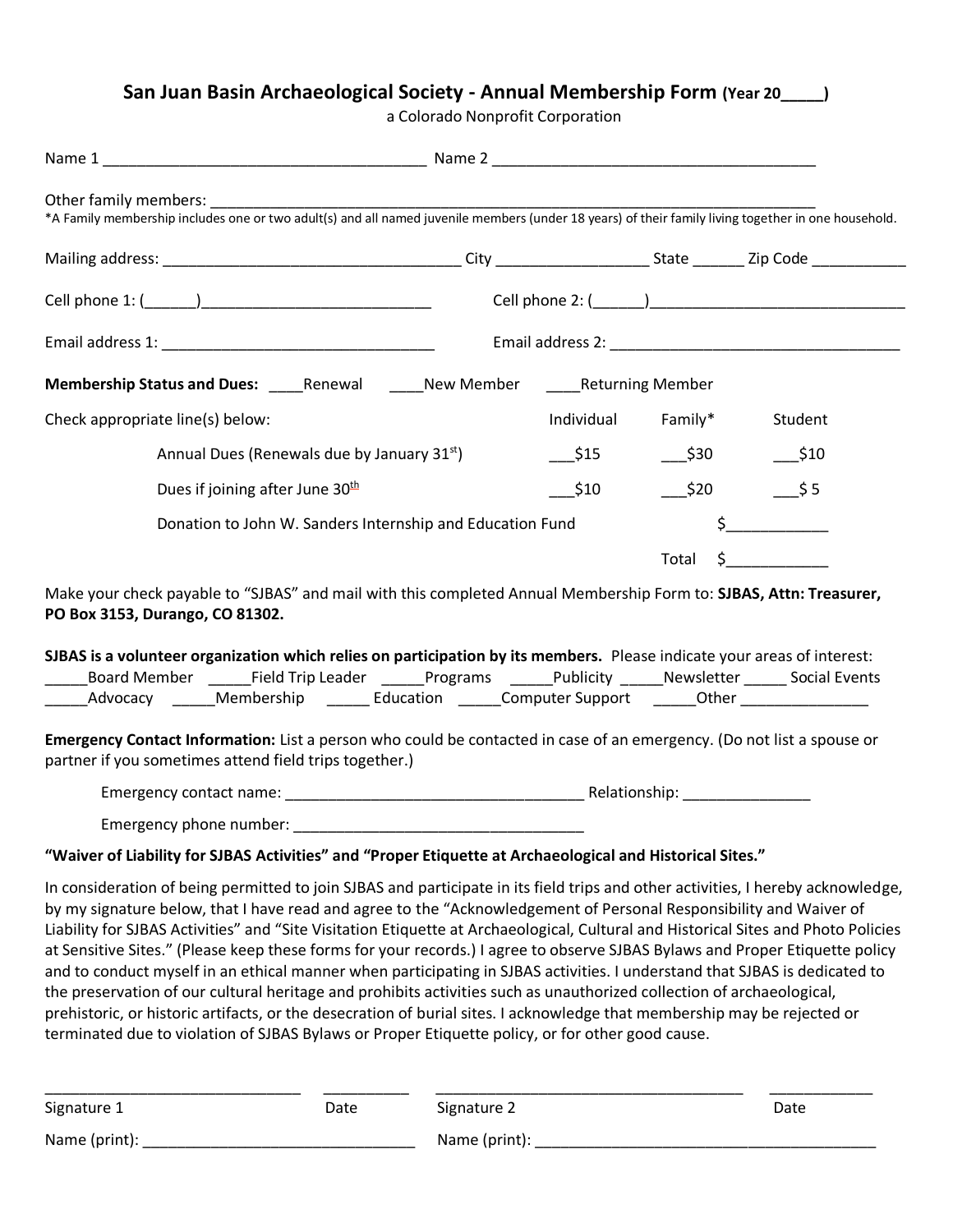# San Juan Basin Archaeological Society - Annual Membership Form (Year 20____)

a Colorado Nonprofit Corporation

Name 1 ______________________________________ Name 2 ______________________________________

Other family members: ____________________________________________________________________________

*A Family membership includes one or two adult(s) and all named juvenile members (under 18 years) of their family living together in one household.

Mailing address: ___________________________________ City _________________ State ______ Zip Code ___________

Cell phone 1: (______)__________________________ Cell phone 2: (______)_____________________________

Email address 1: ________________________________ Email address 2: __________________________________

**Membership Status and Dues:** ____Renewal ____New Member ____Returning Member

| Check appropriate line(s) below: | Individual | Family* | Student |
|---|---|---|---|
| Annual Dues (Renewals due by January 31st) | ___$15 | ___$30 | ___$10 |
| Dues if joining after June 30th | ___$10 | ___$20 | ___$ 5 |
| Donation to John W. Sanders Internship and Education Fund | | | $___________ |
| | | Total | $___________ |

Make your check payable to "SJBAS" and mail with this completed Annual Membership Form to: **SJBAS, Attn: Treasurer, PO Box 3153, Durango, CO 81302.**

**SJBAS is a volunteer organization which relies on participation by its members.** Please indicate your areas of interest:

_____Board Member _____Field Trip Leader _____Programs _____Publicity _____Newsletter _____ Social Events
_____Advocacy _____Membership _____ Education _____Computer Support _____Other _______________

**Emergency Contact Information:** List a person who could be contacted in case of an emergency. (Do not list a spouse or partner if you sometimes attend field trips together.)

Emergency contact name: ___________________________________ Relationship: _______________

Emergency phone number: __________________________________

**"Waiver of Liability for SJBAS Activities" and "Proper Etiquette at Archaeological and Historical Sites."**

In consideration of being permitted to join SJBAS and participate in its field trips and other activities, I hereby acknowledge, by my signature below, that I have read and agree to the "Acknowledgement of Personal Responsibility and Waiver of Liability for SJBAS Activities" and "Site Visitation Etiquette at Archaeological, Cultural and Historical Sites and Photo Policies at Sensitive Sites." (Please keep these forms for your records.) I agree to observe SJBAS Bylaws and Proper Etiquette policy and to conduct myself in an ethical manner when participating in SJBAS activities. I understand that SJBAS is dedicated to the preservation of our cultural heritage and prohibits activities such as unauthorized collection of archaeological, prehistoric, or historic artifacts, or the desecration of burial sites. I acknowledge that membership may be rejected or terminated due to violation of SJBAS Bylaws or Proper Etiquette policy, or for other good cause.

_____________________________ __________ _____________________________________ ____________
Signature 1 Date Signature 2 Date

Name (print): _______________________________ Name (print): ________________________________________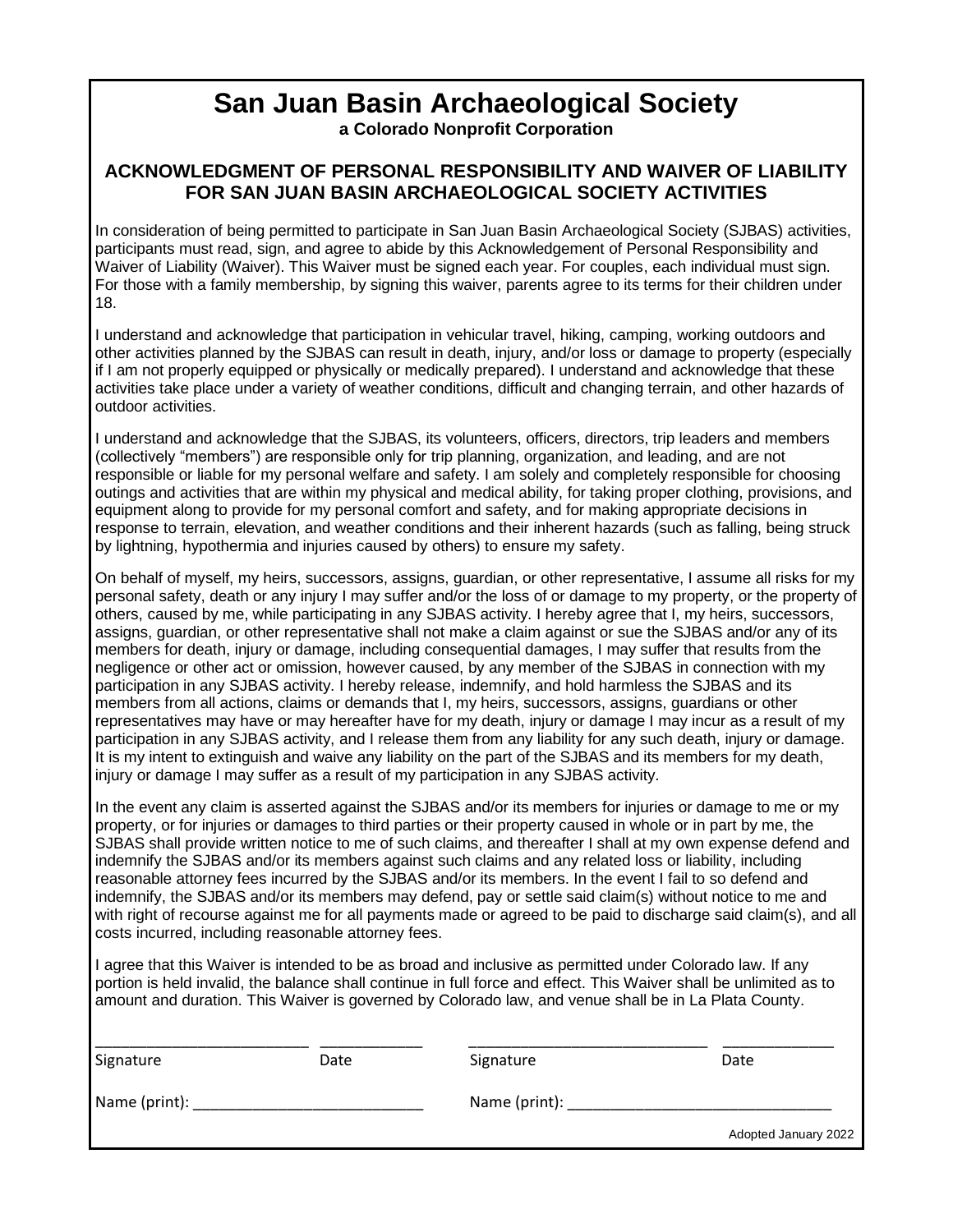# San Juan Basin Archaeological Society

**a Colorado Nonprofit Corporation**

## ACKNOWLEDGMENT OF PERSONAL RESPONSIBILITY AND WAIVER OF LIABILITY FOR SAN JUAN BASIN ARCHAEOLOGICAL SOCIETY ACTIVITIES

In consideration of being permitted to participate in San Juan Basin Archaeological Society (SJBAS) activities, participants must read, sign, and agree to abide by this Acknowledgement of Personal Responsibility and Waiver of Liability (Waiver). This Waiver must be signed each year. For couples, each individual must sign. For those with a family membership, by signing this waiver, parents agree to its terms for their children under 18.

I understand and acknowledge that participation in vehicular travel, hiking, camping, working outdoors and other activities planned by the SJBAS can result in death, injury, and/or loss or damage to property (especially if I am not properly equipped or physically or medically prepared). I understand and acknowledge that these activities take place under a variety of weather conditions, difficult and changing terrain, and other hazards of outdoor activities.

I understand and acknowledge that the SJBAS, its volunteers, officers, directors, trip leaders and members (collectively "members") are responsible only for trip planning, organization, and leading, and are not responsible or liable for my personal welfare and safety. I am solely and completely responsible for choosing outings and activities that are within my physical and medical ability, for taking proper clothing, provisions, and equipment along to provide for my personal comfort and safety, and for making appropriate decisions in response to terrain, elevation, and weather conditions and their inherent hazards (such as falling, being struck by lightning, hypothermia and injuries caused by others) to ensure my safety.

On behalf of myself, my heirs, successors, assigns, guardian, or other representative, I assume all risks for my personal safety, death or any injury I may suffer and/or the loss of or damage to my property, or the property of others, caused by me, while participating in any SJBAS activity. I hereby agree that I, my heirs, successors, assigns, guardian, or other representative shall not make a claim against or sue the SJBAS and/or any of its members for death, injury or damage, including consequential damages, I may suffer that results from the negligence or other act or omission, however caused, by any member of the SJBAS in connection with my participation in any SJBAS activity. I hereby release, indemnify, and hold harmless the SJBAS and its members from all actions, claims or demands that I, my heirs, successors, assigns, guardians or other representatives may have or may hereafter have for my death, injury or damage I may incur as a result of my participation in any SJBAS activity, and I release them from any liability for any such death, injury or damage. It is my intent to extinguish and waive any liability on the part of the SJBAS and its members for my death, injury or damage I may suffer as a result of my participation in any SJBAS activity.

In the event any claim is asserted against the SJBAS and/or its members for injuries or damage to me or my property, or for injuries or damages to third parties or their property caused in whole or in part by me, the SJBAS shall provide written notice to me of such claims, and thereafter I shall at my own expense defend and indemnify the SJBAS and/or its members against such claims and any related loss or liability, including reasonable attorney fees incurred by the SJBAS and/or its members. In the event I fail to so defend and indemnify, the SJBAS and/or its members may defend, pay or settle said claim(s) without notice to me and with right of recourse against me for all payments made or agreed to be paid to discharge said claim(s), and all costs incurred, including reasonable attorney fees.

I agree that this Waiver is intended to be as broad and inclusive as permitted under Colorado law. If any portion is held invalid, the balance shall continue in full force and effect. This Waiver shall be unlimited as to amount and duration. This Waiver is governed by Colorado law, and venue shall be in La Plata County.

_________________________ ____________ _____________________________ _____________

Signature Date Signature Date

Name (print): ___________________________ Name (print): ________________________________

Adopted January 2022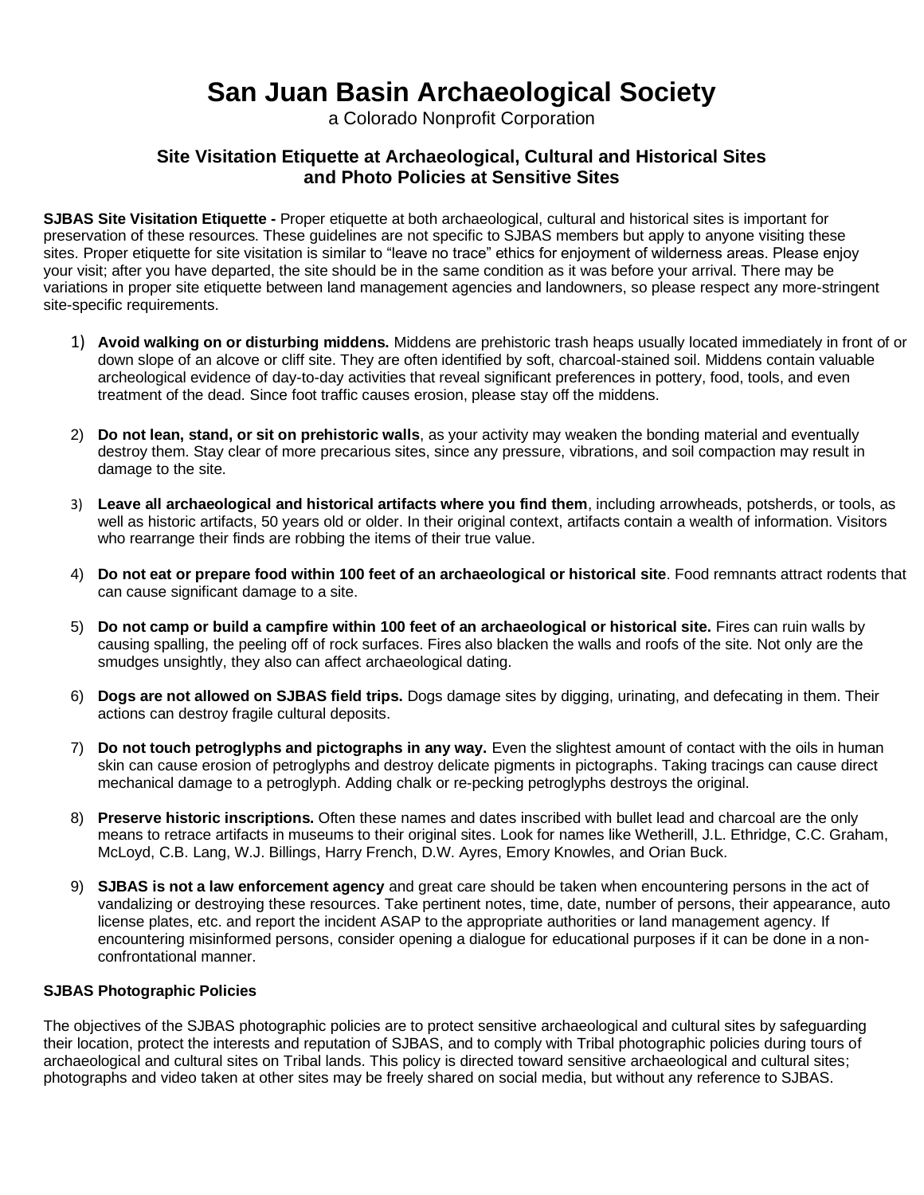# San Juan Basin Archaeological Society

a Colorado Nonprofit Corporation

## Site Visitation Etiquette at Archaeological, Cultural and Historical Sites and Photo Policies at Sensitive Sites

**SJBAS Site Visitation Etiquette -** Proper etiquette at both archaeological, cultural and historical sites is important for preservation of these resources. These guidelines are not specific to SJBAS members but apply to anyone visiting these sites. Proper etiquette for site visitation is similar to "leave no trace" ethics for enjoyment of wilderness areas. Please enjoy your visit; after you have departed, the site should be in the same condition as it was before your arrival. There may be variations in proper site etiquette between land management agencies and landowners, so please respect any more-stringent site-specific requirements.

1) **Avoid walking on or disturbing middens.** Middens are prehistoric trash heaps usually located immediately in front of or down slope of an alcove or cliff site. They are often identified by soft, charcoal-stained soil. Middens contain valuable archeological evidence of day-to-day activities that reveal significant preferences in pottery, food, tools, and even treatment of the dead. Since foot traffic causes erosion, please stay off the middens.

2) **Do not lean, stand, or sit on prehistoric walls**, as your activity may weaken the bonding material and eventually destroy them. Stay clear of more precarious sites, since any pressure, vibrations, and soil compaction may result in damage to the site.

3) **Leave all archaeological and historical artifacts where you find them**, including arrowheads, potsherds, or tools, as well as historic artifacts, 50 years old or older. In their original context, artifacts contain a wealth of information. Visitors who rearrange their finds are robbing the items of their true value.

4) **Do not eat or prepare food within 100 feet of an archaeological or historical site**. Food remnants attract rodents that can cause significant damage to a site.

5) **Do not camp or build a campfire within 100 feet of an archaeological or historical site.** Fires can ruin walls by causing spalling, the peeling off of rock surfaces. Fires also blacken the walls and roofs of the site. Not only are the smudges unsightly, they also can affect archaeological dating.

6) **Dogs are not allowed on SJBAS field trips.** Dogs damage sites by digging, urinating, and defecating in them. Their actions can destroy fragile cultural deposits.

7) **Do not touch petroglyphs and pictographs in any way.** Even the slightest amount of contact with the oils in human skin can cause erosion of petroglyphs and destroy delicate pigments in pictographs. Taking tracings can cause direct mechanical damage to a petroglyph. Adding chalk or re-pecking petroglyphs destroys the original.

8) **Preserve historic inscriptions.** Often these names and dates inscribed with bullet lead and charcoal are the only means to retrace artifacts in museums to their original sites. Look for names like Wetherill, J.L. Ethridge, C.C. Graham, McLoyd, C.B. Lang, W.J. Billings, Harry French, D.W. Ayres, Emory Knowles, and Orian Buck.

9) **SJBAS is not a law enforcement agency** and great care should be taken when encountering persons in the act of vandalizing or destroying these resources. Take pertinent notes, time, date, number of persons, their appearance, auto license plates, etc. and report the incident ASAP to the appropriate authorities or land management agency. If encountering misinformed persons, consider opening a dialogue for educational purposes if it can be done in a non-confrontational manner.

**SJBAS Photographic Policies**

The objectives of the SJBAS photographic policies are to protect sensitive archaeological and cultural sites by safeguarding their location, protect the interests and reputation of SJBAS, and to comply with Tribal photographic policies during tours of archaeological and cultural sites on Tribal lands. This policy is directed toward sensitive archaeological and cultural sites; photographs and video taken at other sites may be freely shared on social media, but without any reference to SJBAS.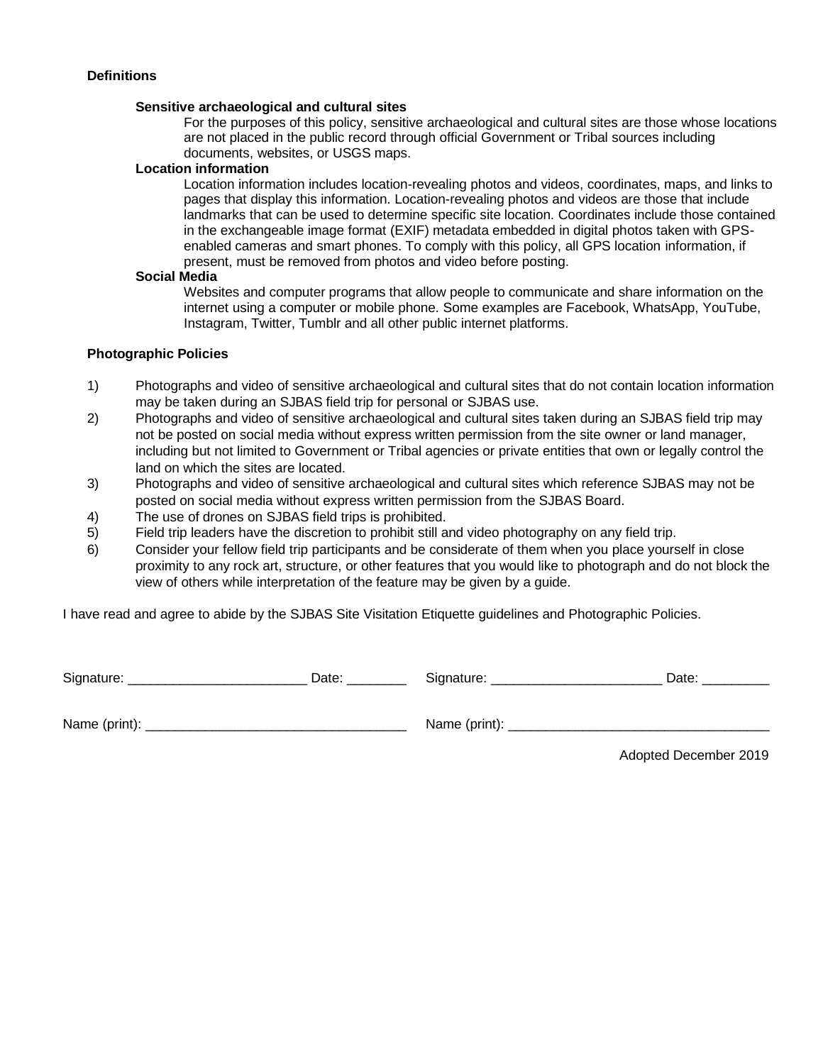## Definitions

### Sensitive archaeological and cultural sites

For the purposes of this policy, sensitive archaeological and cultural sites are those whose locations are not placed in the public record through official Government or Tribal sources including documents, websites, or USGS maps.

### Location information

Location information includes location-revealing photos and videos, coordinates, maps, and links to pages that display this information. Location-revealing photos and videos are those that include landmarks that can be used to determine specific site location. Coordinates include those contained in the exchangeable image format (EXIF) metadata embedded in digital photos taken with GPS-enabled cameras and smart phones. To comply with this policy, all GPS location information, if present, must be removed from photos and video before posting.

### Social Media

Websites and computer programs that allow people to communicate and share information on the internet using a computer or mobile phone. Some examples are Facebook, WhatsApp, YouTube, Instagram, Twitter, Tumblr and all other public internet platforms.

## Photographic Policies

1) Photographs and video of sensitive archaeological and cultural sites that do not contain location information may be taken during an SJBAS field trip for personal or SJBAS use.
2) Photographs and video of sensitive archaeological and cultural sites taken during an SJBAS field trip may not be posted on social media without express written permission from the site owner or land manager, including but not limited to Government or Tribal agencies or private entities that own or legally control the land on which the sites are located.
3) Photographs and video of sensitive archaeological and cultural sites which reference SJBAS may not be posted on social media without express written permission from the SJBAS Board.
4) The use of drones on SJBAS field trips is prohibited.
5) Field trip leaders have the discretion to prohibit still and video photography on any field trip.
6) Consider your fellow field trip participants and be considerate of them when you place yourself in close proximity to any rock art, structure, or other features that you would like to photograph and do not block the view of others while interpretation of the feature may be given by a guide.

I have read and agree to abide by the SJBAS Site Visitation Etiquette guidelines and Photographic Policies.

Signature: ________________________ Date: ________ Signature: _______________________ Date: _________

Name (print): ___________________________________ Name (print): ___________________________________

Adopted December 2019